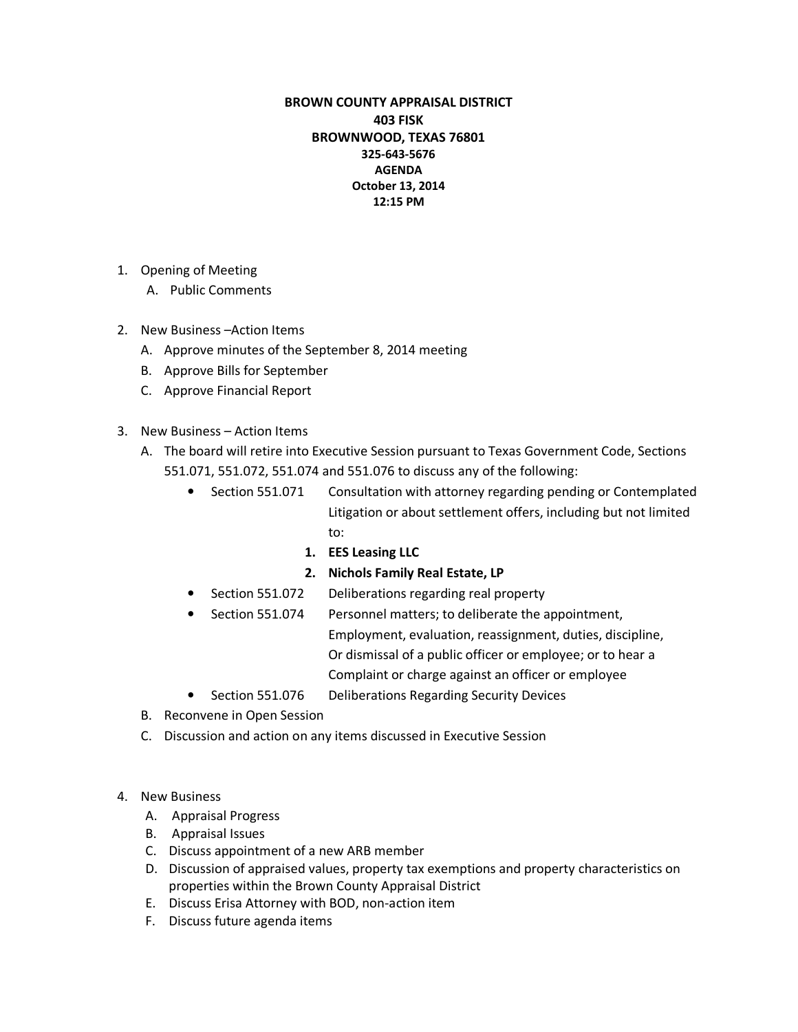**BROWN COUNTY APPRAISAL DISTRICT**
**403 FISK**
**BROWNWOOD, TEXAS 76801**
**325-643-5676**
**AGENDA**
**October 13, 2014**
**12:15 PM**

1. Opening of Meeting
   A. Public Comments

2. New Business –Action Items
   A. Approve minutes of the September 8, 2014 meeting
   B. Approve Bills for September
   C. Approve Financial Report

3. New Business – Action Items
   A. The board will retire into Executive Session pursuant to Texas Government Code, Sections 551.071, 551.072, 551.074 and 551.076 to discuss any of the following:
      - Section 551.071 Consultation with attorney regarding pending or Contemplated Litigation or about settlement offers, including but not limited to:
        1. **EES Leasing LLC**
        2. **Nichols Family Real Estate, LP**
      - Section 551.072 Deliberations regarding real property
      - Section 551.074 Personnel matters; to deliberate the appointment, Employment, evaluation, reassignment, duties, discipline, Or dismissal of a public officer or employee; or to hear a Complaint or charge against an officer or employee
      - Section 551.076 Deliberations Regarding Security Devices
   B. Reconvene in Open Session
   C. Discussion and action on any items discussed in Executive Session

4. New Business
   A. Appraisal Progress
   B. Appraisal Issues
   C. Discuss appointment of a new ARB member
   D. Discussion of appraised values, property tax exemptions and property characteristics on properties within the Brown County Appraisal District
   E. Discuss Erisa Attorney with BOD, non-action item
   F. Discuss future agenda items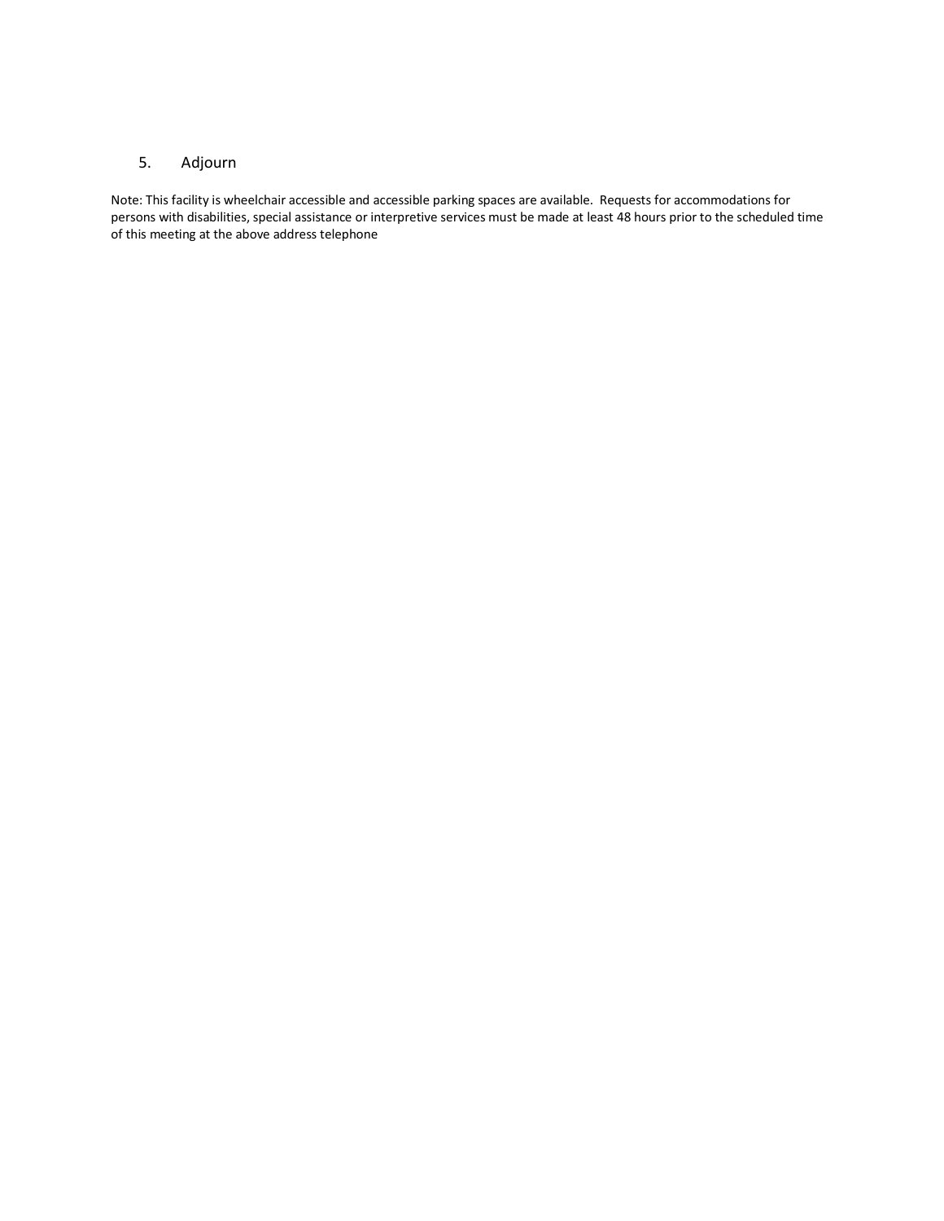5. Adjourn

Note: This facility is wheelchair accessible and accessible parking spaces are available. Requests for accommodations for persons with disabilities, special assistance or interpretive services must be made at least 48 hours prior to the scheduled time of this meeting at the above address telephone